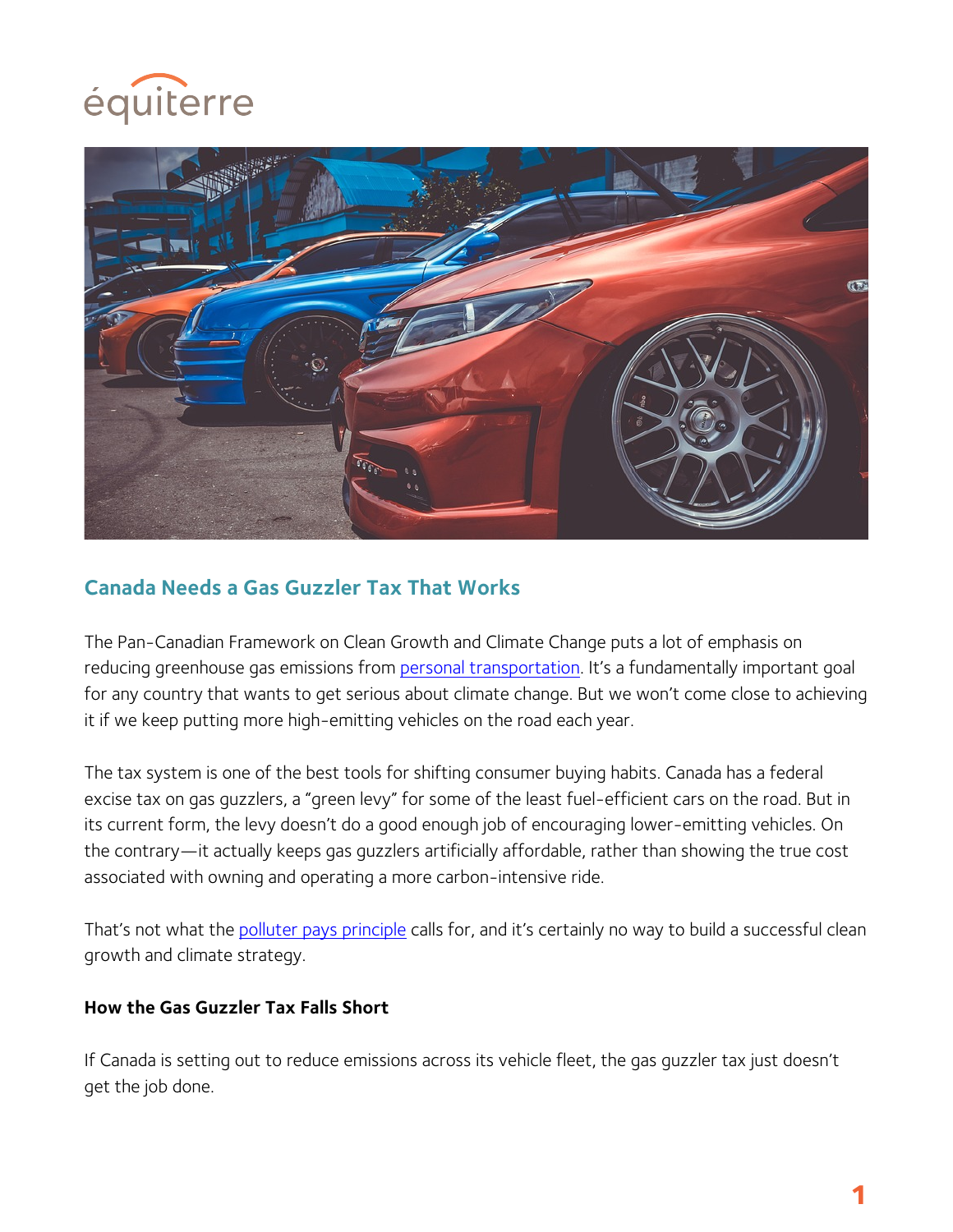équiterre

## Canada Needs a Gas Guzzler Tax That Works

The Pan-Canadian Framework on Clean Growth and Climate Change puts a lot of emphasis on reducing greenhouse gas emissions from personal transportation. It's a fundamentally important goal for any country that wants to get serious about climate change. But we won't come close to achieving it if we keep putting more high-emitting vehicles on the road each year.

The tax system is one of the best tools for shifting consumer buying habits. Canada has a federal excise tax on gas guzzlers, a "green levy" for some of the least fuel-efficient cars on the road. But in its current form, the levy doesn't do a good enough job of encouraging lower-emitting vehicles. On the contrary—it actually keeps gas guzzlers artificially affordable, rather than showing the true cost associated with owning and operating a more carbon-intensive ride.

That's not what the polluter pays principle calls for, and it's certainly no way to build a successful clean growth and climate strategy.

### How the Gas Guzzler Tax Falls Short

If Canada is setting out to reduce emissions across its vehicle fleet, the gas guzzler tax just doesn't get the job done.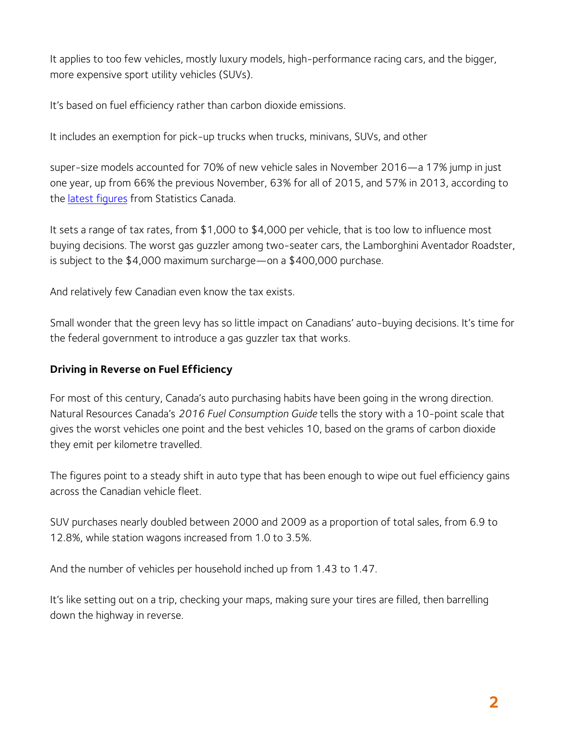It applies to too few vehicles, mostly luxury models, high-performance racing cars, and the bigger, more expensive sport utility vehicles (SUVs).

It's based on fuel efficiency rather than carbon dioxide emissions.

It includes an exemption for pick-up trucks when trucks, minivans, SUVs, and other

super-size models accounted for 70% of new vehicle sales in November 2016—a 17% jump in just one year, up from 66% the previous November, 63% for all of 2015, and 57% in 2013, according to the latest figures from Statistics Canada.

It sets a range of tax rates, from $1,000 to $4,000 per vehicle, that is too low to influence most buying decisions. The worst gas guzzler among two-seater cars, the Lamborghini Aventador Roadster, is subject to the $4,000 maximum surcharge—on a $400,000 purchase.

And relatively few Canadian even know the tax exists.

Small wonder that the green levy has so little impact on Canadians' auto-buying decisions. It's time for the federal government to introduce a gas guzzler tax that works.

**Driving in Reverse on Fuel Efficiency**

For most of this century, Canada's auto purchasing habits have been going in the wrong direction. Natural Resources Canada's *2016 Fuel Consumption Guide* tells the story with a 10-point scale that gives the worst vehicles one point and the best vehicles 10, based on the grams of carbon dioxide they emit per kilometre travelled.

The figures point to a steady shift in auto type that has been enough to wipe out fuel efficiency gains across the Canadian vehicle fleet.

SUV purchases nearly doubled between 2000 and 2009 as a proportion of total sales, from 6.9 to 12.8%, while station wagons increased from 1.0 to 3.5%.

And the number of vehicles per household inched up from 1.43 to 1.47.

It's like setting out on a trip, checking your maps, making sure your tires are filled, then barrelling down the highway in reverse.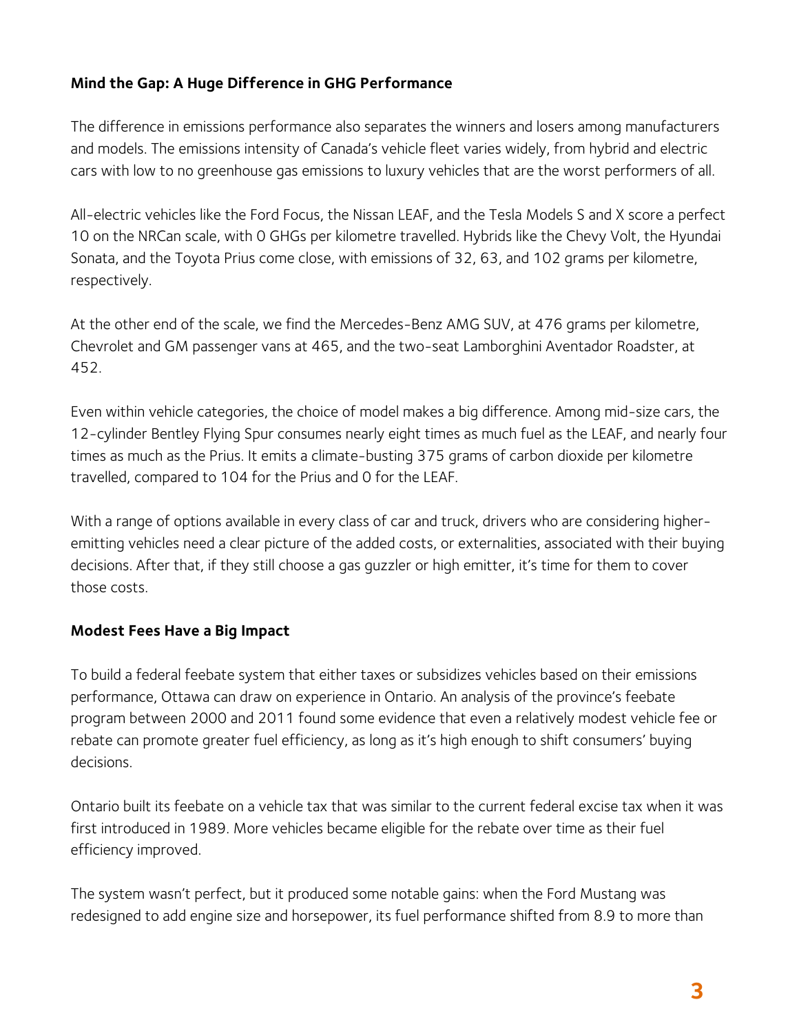**Mind the Gap: A Huge Difference in GHG Performance**

The difference in emissions performance also separates the winners and losers among manufacturers and models. The emissions intensity of Canada's vehicle fleet varies widely, from hybrid and electric cars with low to no greenhouse gas emissions to luxury vehicles that are the worst performers of all.

All-electric vehicles like the Ford Focus, the Nissan LEAF, and the Tesla Models S and X score a perfect 10 on the NRCan scale, with 0 GHGs per kilometre travelled. Hybrids like the Chevy Volt, the Hyundai Sonata, and the Toyota Prius come close, with emissions of 32, 63, and 102 grams per kilometre, respectively.

At the other end of the scale, we find the Mercedes-Benz AMG SUV, at 476 grams per kilometre, Chevrolet and GM passenger vans at 465, and the two-seat Lamborghini Aventador Roadster, at 452.

Even within vehicle categories, the choice of model makes a big difference. Among mid-size cars, the 12-cylinder Bentley Flying Spur consumes nearly eight times as much fuel as the LEAF, and nearly four times as much as the Prius. It emits a climate-busting 375 grams of carbon dioxide per kilometre travelled, compared to 104 for the Prius and 0 for the LEAF.

With a range of options available in every class of car and truck, drivers who are considering higher-emitting vehicles need a clear picture of the added costs, or externalities, associated with their buying decisions. After that, if they still choose a gas guzzler or high emitter, it's time for them to cover those costs.

**Modest Fees Have a Big Impact**

To build a federal feebate system that either taxes or subsidizes vehicles based on their emissions performance, Ottawa can draw on experience in Ontario. An analysis of the province's feebate program between 2000 and 2011 found some evidence that even a relatively modest vehicle fee or rebate can promote greater fuel efficiency, as long as it's high enough to shift consumers' buying decisions.

Ontario built its feebate on a vehicle tax that was similar to the current federal excise tax when it was first introduced in 1989. More vehicles became eligible for the rebate over time as their fuel efficiency improved.

The system wasn't perfect, but it produced some notable gains: when the Ford Mustang was redesigned to add engine size and horsepower, its fuel performance shifted from 8.9 to more than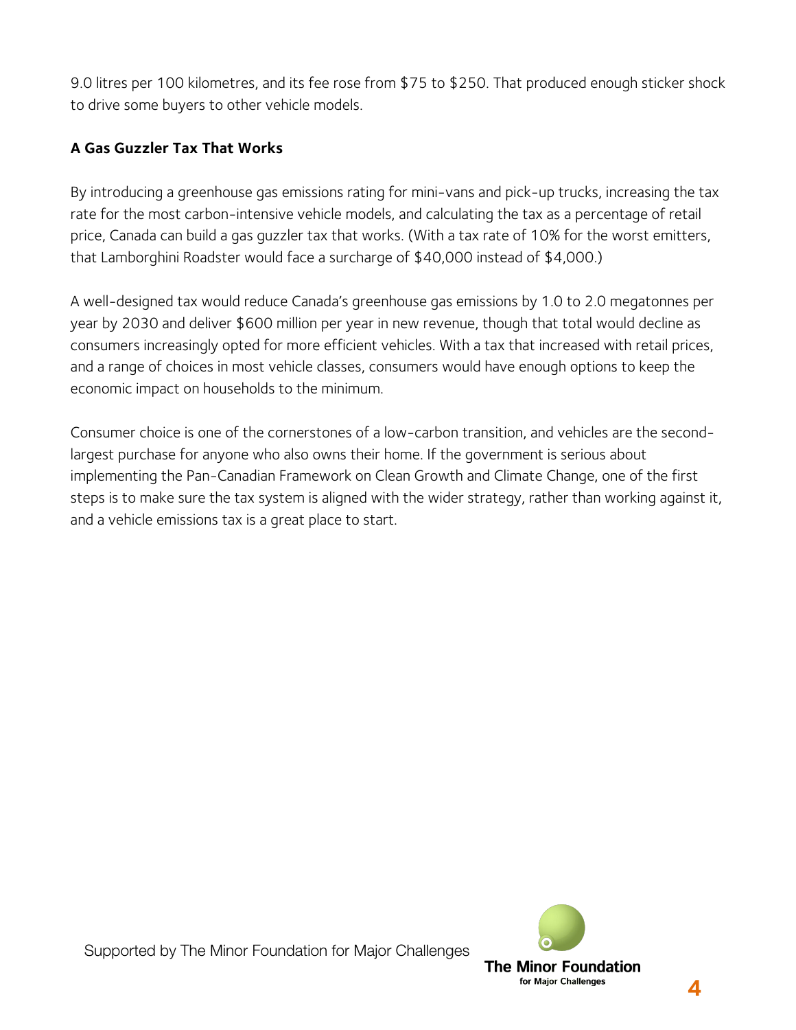9.0 litres per 100 kilometres, and its fee rose from $75 to $250. That produced enough sticker shock to drive some buyers to other vehicle models.

**A Gas Guzzler Tax That Works**

By introducing a greenhouse gas emissions rating for mini-vans and pick-up trucks, increasing the tax rate for the most carbon-intensive vehicle models, and calculating the tax as a percentage of retail price, Canada can build a gas guzzler tax that works. (With a tax rate of 10% for the worst emitters, that Lamborghini Roadster would face a surcharge of $40,000 instead of $4,000.)

A well-designed tax would reduce Canada's greenhouse gas emissions by 1.0 to 2.0 megatonnes per year by 2030 and deliver $600 million per year in new revenue, though that total would decline as consumers increasingly opted for more efficient vehicles. With a tax that increased with retail prices, and a range of choices in most vehicle classes, consumers would have enough options to keep the economic impact on households to the minimum.

Consumer choice is one of the cornerstones of a low-carbon transition, and vehicles are the second-largest purchase for anyone who also owns their home. If the government is serious about implementing the Pan-Canadian Framework on Clean Growth and Climate Change, one of the first steps is to make sure the tax system is aligned with the wider strategy, rather than working against it, and a vehicle emissions tax is a great place to start.